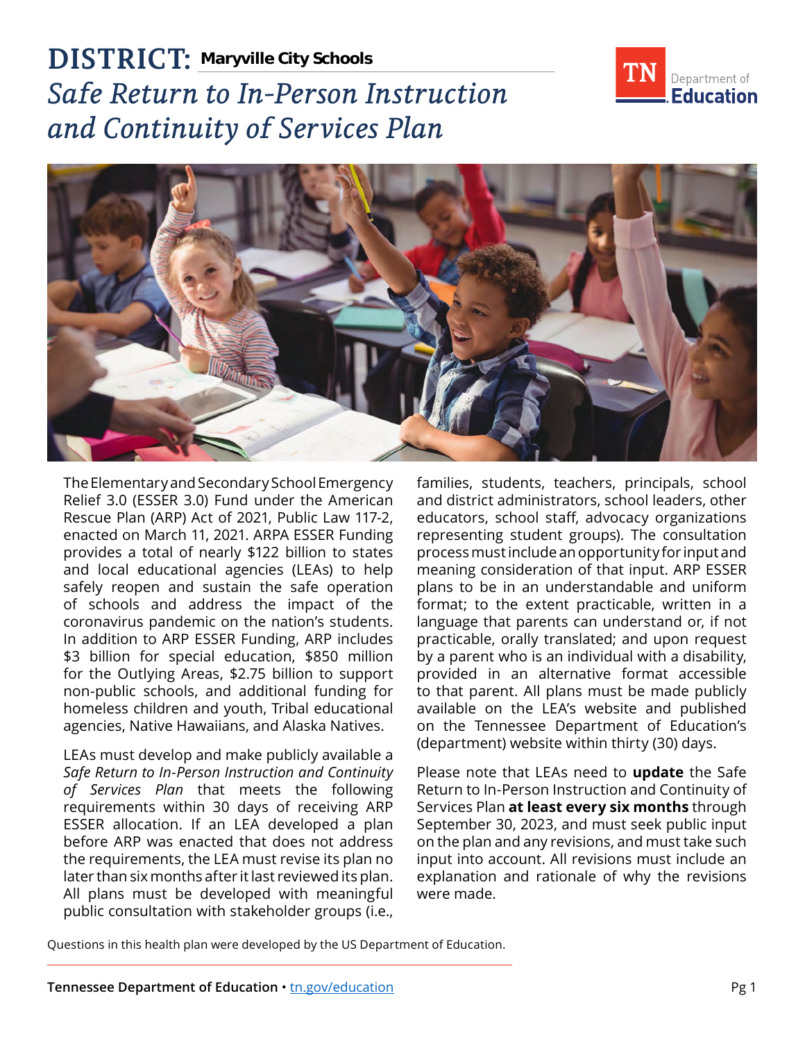# DISTRICT: Maryville City Schools

## *Safe Return to In-Person Instruction and Continuity of Services Plan*

The Elementary and Secondary School Emergency Relief 3.0 (ESSER 3.0) Fund under the American Rescue Plan (ARP) Act of 2021, Public Law 117-2, enacted on March 11, 2021. ARPA ESSER Funding provides a total of nearly $122 billion to states and local educational agencies (LEAs) to help safely reopen and sustain the safe operation of schools and address the impact of the coronavirus pandemic on the nation's students. In addition to ARP ESSER Funding, ARP includes $3 billion for special education, $850 million for the Outlying Areas, $2.75 billion to support non-public schools, and additional funding for homeless children and youth, Tribal educational agencies, Native Hawaiians, and Alaska Natives.

LEAs must develop and make publicly available a *Safe Return to In-Person Instruction and Continuity of Services Plan* that meets the following requirements within 30 days of receiving ARP ESSER allocation. If an LEA developed a plan before ARP was enacted that does not address the requirements, the LEA must revise its plan no later than six months after it last reviewed its plan. All plans must be developed with meaningful public consultation with stakeholder groups (i.e., families, students, teachers, principals, school and district administrators, school leaders, other educators, school staff, advocacy organizations representing student groups). The consultation process must include an opportunity for input and meaning consideration of that input. ARP ESSER plans to be in an understandable and uniform format; to the extent practicable, written in a language that parents can understand or, if not practicable, orally translated; and upon request by a parent who is an individual with a disability, provided in an alternative format accessible to that parent. All plans must be made publicly available on the LEA's website and published on the Tennessee Department of Education's (department) website within thirty (30) days.

Please note that LEAs need to **update** the Safe Return to In-Person Instruction and Continuity of Services Plan **at least every six months** through September 30, 2023, and must seek public input on the plan and any revisions, and must take such input into account. All revisions must include an explanation and rationale of why the revisions were made.

Questions in this health plan were developed by the US Department of Education.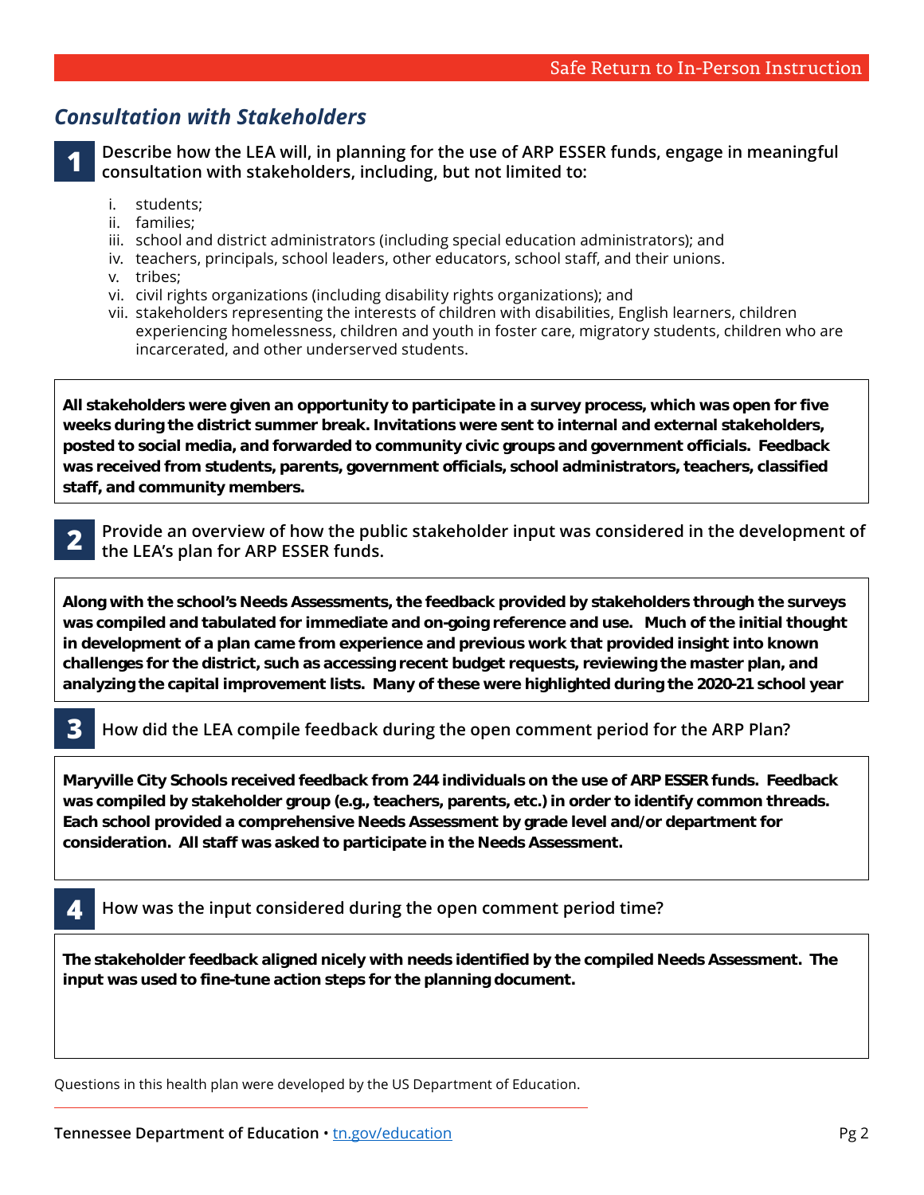## *Consultation with Stakeholders*

**1** **Describe how the LEA will, in planning for the use of ARP ESSER funds, engage in meaningful consultation with stakeholders, including, but not limited to:**

i. students;
ii. families;
iii. school and district administrators (including special education administrators); and
iv. teachers, principals, school leaders, other educators, school staff, and their unions.
v. tribes;
vi. civil rights organizations (including disability rights organizations); and
vii. stakeholders representing the interests of children with disabilities, English learners, children experiencing homelessness, children and youth in foster care, migratory students, children who are incarcerated, and other underserved students.

**All stakeholders were given an opportunity to participate in a survey process, which was open for five weeks during the district summer break. Invitations were sent to internal and external stakeholders, posted to social media, and forwarded to community civic groups and government officials. Feedback was received from students, parents, government officials, school administrators, teachers, classified staff, and community members.**

**2** **Provide an overview of how the public stakeholder input was considered in the development of the LEA's plan for ARP ESSER funds.**

**Along with the school's Needs Assessments, the feedback provided by stakeholders through the surveys was compiled and tabulated for immediate and on-going reference and use. Much of the initial thought in development of a plan came from experience and previous work that provided insight into known challenges for the district, such as accessing recent budget requests, reviewing the master plan, and analyzing the capital improvement lists. Many of these were highlighted during the 2020-21 school year**

**3** How did the LEA compile feedback during the open comment period for the ARP Plan?

**Maryville City Schools received feedback from 244 individuals on the use of ARP ESSER funds. Feedback was compiled by stakeholder group (e.g., teachers, parents, etc.) in order to identify common threads. Each school provided a comprehensive Needs Assessment by grade level and/or department for consideration. All staff was asked to participate in the Needs Assessment.**

**4** How was the input considered during the open comment period time?

**The stakeholder feedback aligned nicely with needs identified by the compiled Needs Assessment. The input was used to fine-tune action steps for the planning document.**

Questions in this health plan were developed by the US Department of Education.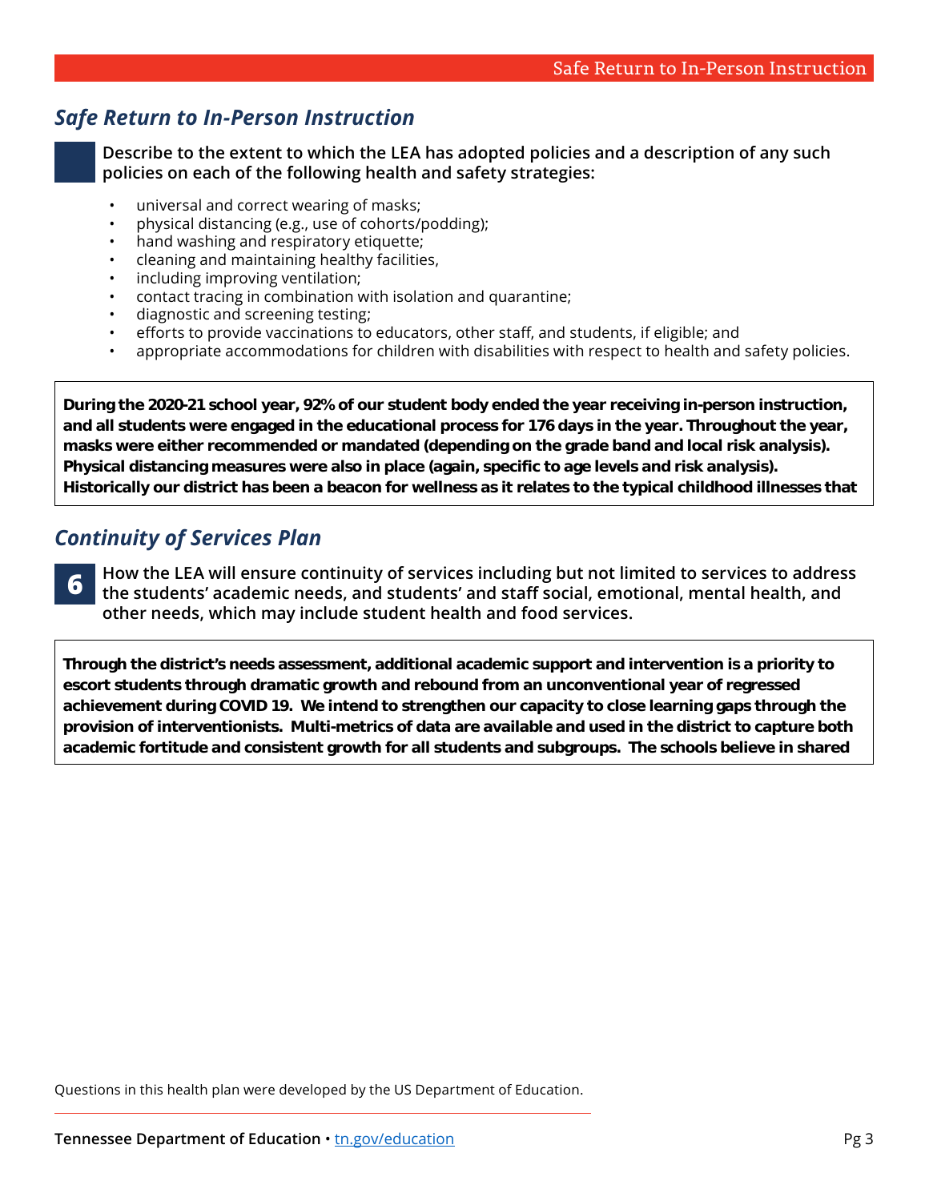## *Safe Return to In-Person Instruction*

**Describe to the extent to which the LEA has adopted policies and a description of any such policies on each of the following health and safety strategies:**

- universal and correct wearing of masks;
- physical distancing (e.g., use of cohorts/podding);
- hand washing and respiratory etiquette;
- cleaning and maintaining healthy facilities,
- including improving ventilation;
- contact tracing in combination with isolation and quarantine;
- diagnostic and screening testing;
- efforts to provide vaccinations to educators, other staff, and students, if eligible; and
- appropriate accommodations for children with disabilities with respect to health and safety policies.

**During the 2020-21 school year, 92% of our student body ended the year receiving in-person instruction, and all students were engaged in the educational process for 176 days in the year. Throughout the year, masks were either recommended or mandated (depending on the grade band and local risk analysis). Physical distancing measures were also in place (again, specific to age levels and risk analysis). Historically our district has been a beacon for wellness as it relates to the typical childhood illnesses that**

## *Continuity of Services Plan*

**6** **How the LEA will ensure continuity of services including but not limited to services to address the students' academic needs, and students' and staff social, emotional, mental health, and other needs, which may include student health and food services.**

**Through the district's needs assessment, additional academic support and intervention is a priority to escort students through dramatic growth and rebound from an unconventional year of regressed achievement during COVID 19. We intend to strengthen our capacity to close learning gaps through the provision of interventionists. Multi-metrics of data are available and used in the district to capture both academic fortitude and consistent growth for all students and subgroups. The schools believe in shared**

Questions in this health plan were developed by the US Department of Education.